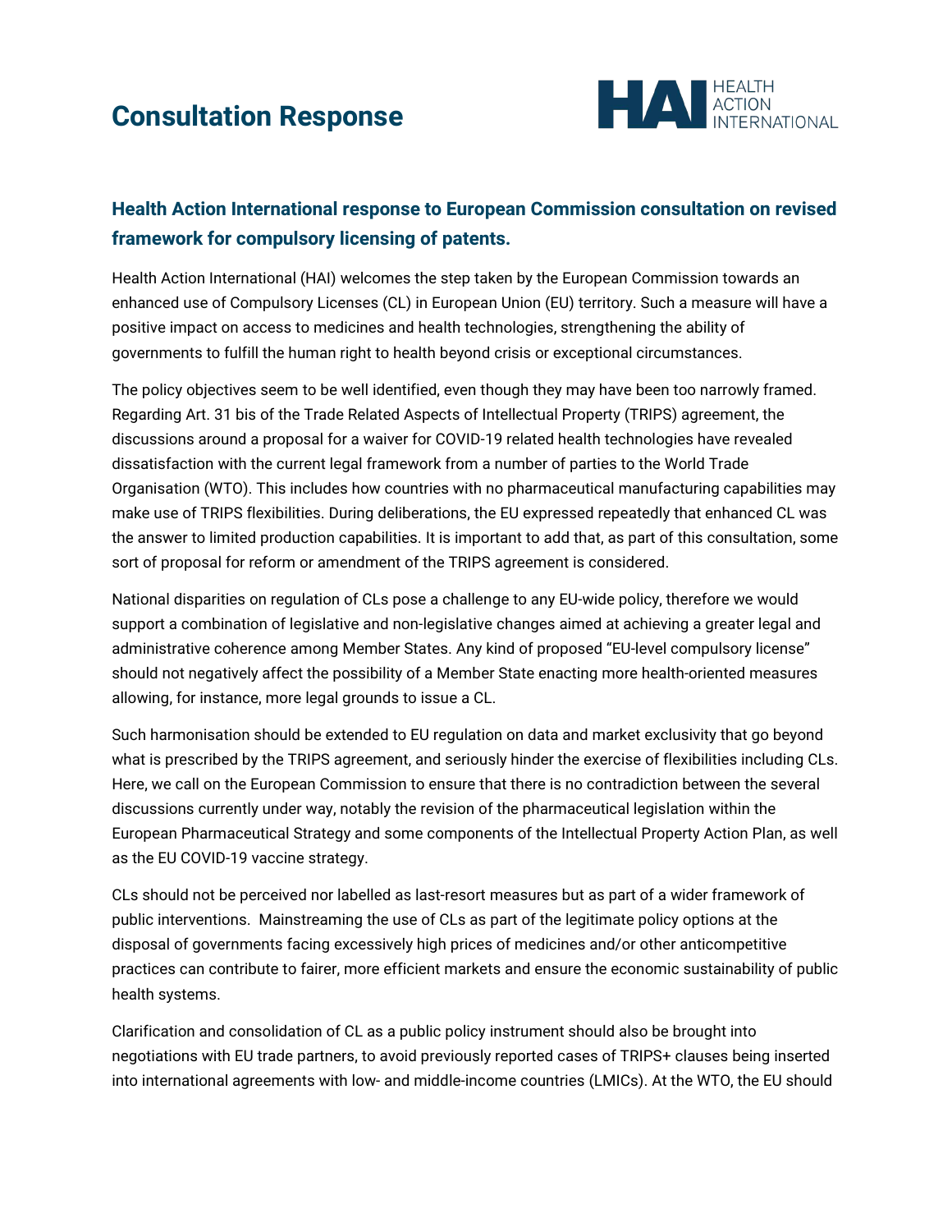# Consultation Response

## Health Action International response to European Commission consultation on revised framework for compulsory licensing of patents.

Health Action International (HAI) welcomes the step taken by the European Commission towards an enhanced use of Compulsory Licenses (CL) in European Union (EU) territory. Such a measure will have a positive impact on access to medicines and health technologies, strengthening the ability of governments to fulfill the human right to health beyond crisis or exceptional circumstances.

The policy objectives seem to be well identified, even though they may have been too narrowly framed. Regarding Art. 31 bis of the Trade Related Aspects of Intellectual Property (TRIPS) agreement, the discussions around a proposal for a waiver for COVID-19 related health technologies have revealed dissatisfaction with the current legal framework from a number of parties to the World Trade Organisation (WTO). This includes how countries with no pharmaceutical manufacturing capabilities may make use of TRIPS flexibilities. During deliberations, the EU expressed repeatedly that enhanced CL was the answer to limited production capabilities. It is important to add that, as part of this consultation, some sort of proposal for reform or amendment of the TRIPS agreement is considered.

National disparities on regulation of CLs pose a challenge to any EU-wide policy, therefore we would support a combination of legislative and non-legislative changes aimed at achieving a greater legal and administrative coherence among Member States. Any kind of proposed "EU-level compulsory license" should not negatively affect the possibility of a Member State enacting more health-oriented measures allowing, for instance, more legal grounds to issue a CL.

Such harmonisation should be extended to EU regulation on data and market exclusivity that go beyond what is prescribed by the TRIPS agreement, and seriously hinder the exercise of flexibilities including CLs. Here, we call on the European Commission to ensure that there is no contradiction between the several discussions currently under way, notably the revision of the pharmaceutical legislation within the European Pharmaceutical Strategy and some components of the Intellectual Property Action Plan, as well as the EU COVID-19 vaccine strategy.

CLs should not be perceived nor labelled as last-resort measures but as part of a wider framework of public interventions. Mainstreaming the use of CLs as part of the legitimate policy options at the disposal of governments facing excessively high prices of medicines and/or other anticompetitive practices can contribute to fairer, more efficient markets and ensure the economic sustainability of public health systems.

Clarification and consolidation of CL as a public policy instrument should also be brought into negotiations with EU trade partners, to avoid previously reported cases of TRIPS+ clauses being inserted into international agreements with low- and middle-income countries (LMICs). At the WTO, the EU should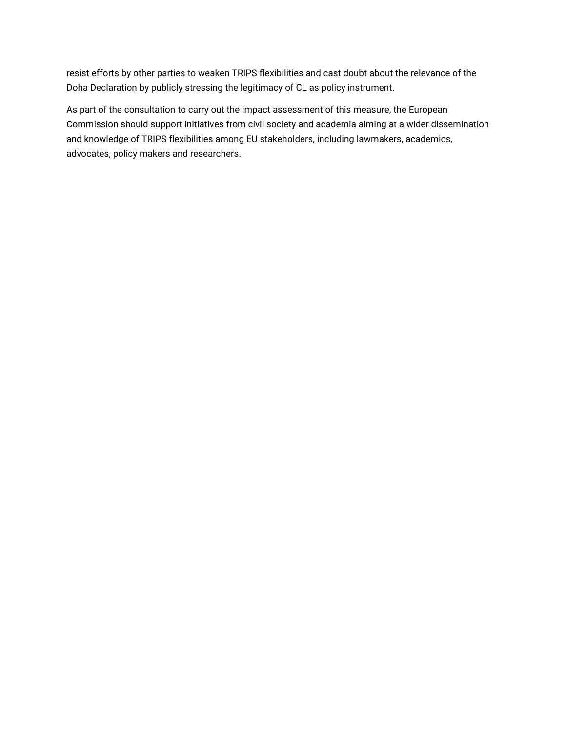resist efforts by other parties to weaken TRIPS flexibilities and cast doubt about the relevance of the Doha Declaration by publicly stressing the legitimacy of CL as policy instrument.

As part of the consultation to carry out the impact assessment of this measure, the European Commission should support initiatives from civil society and academia aiming at a wider dissemination and knowledge of TRIPS flexibilities among EU stakeholders, including lawmakers, academics, advocates, policy makers and researchers.